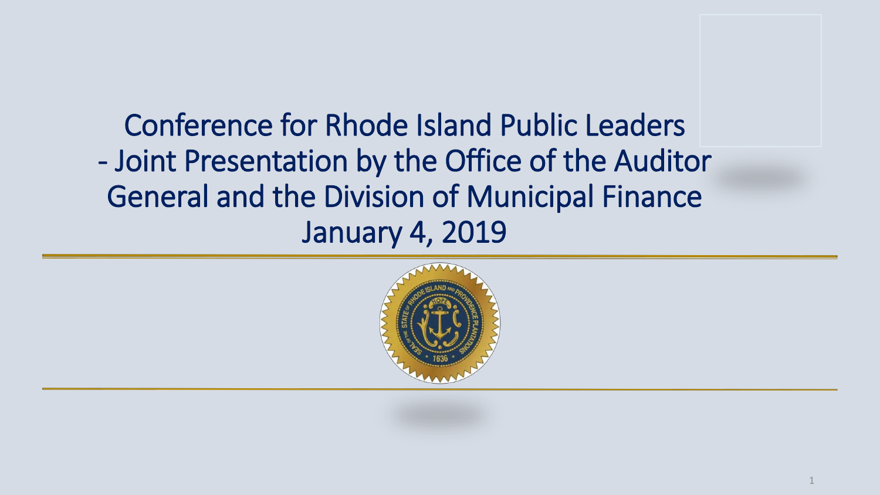# Conference for Rhode Island Public Leaders - Joint Presentation by the Office of the Auditor General and the Division of Municipal Finance

January 4, 2019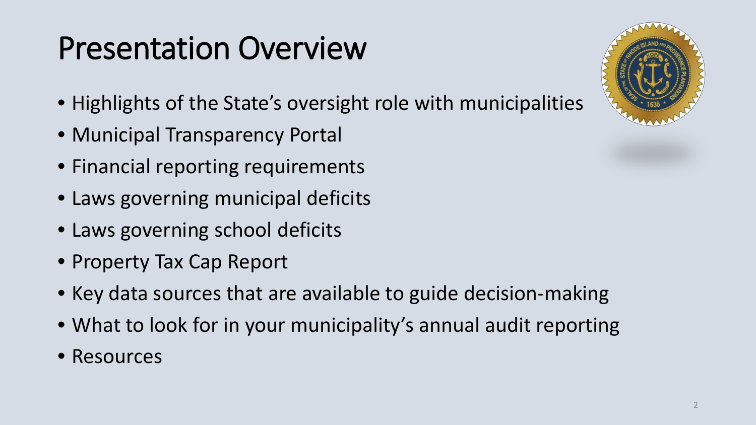# Presentation Overview

- Highlights of the State's oversight role with municipalities
- Municipal Transparency Portal
- Financial reporting requirements
- Laws governing municipal deficits
- Laws governing school deficits
- Property Tax Cap Report
- Key data sources that are available to guide decision-making
- What to look for in your municipality's annual audit reporting
- Resources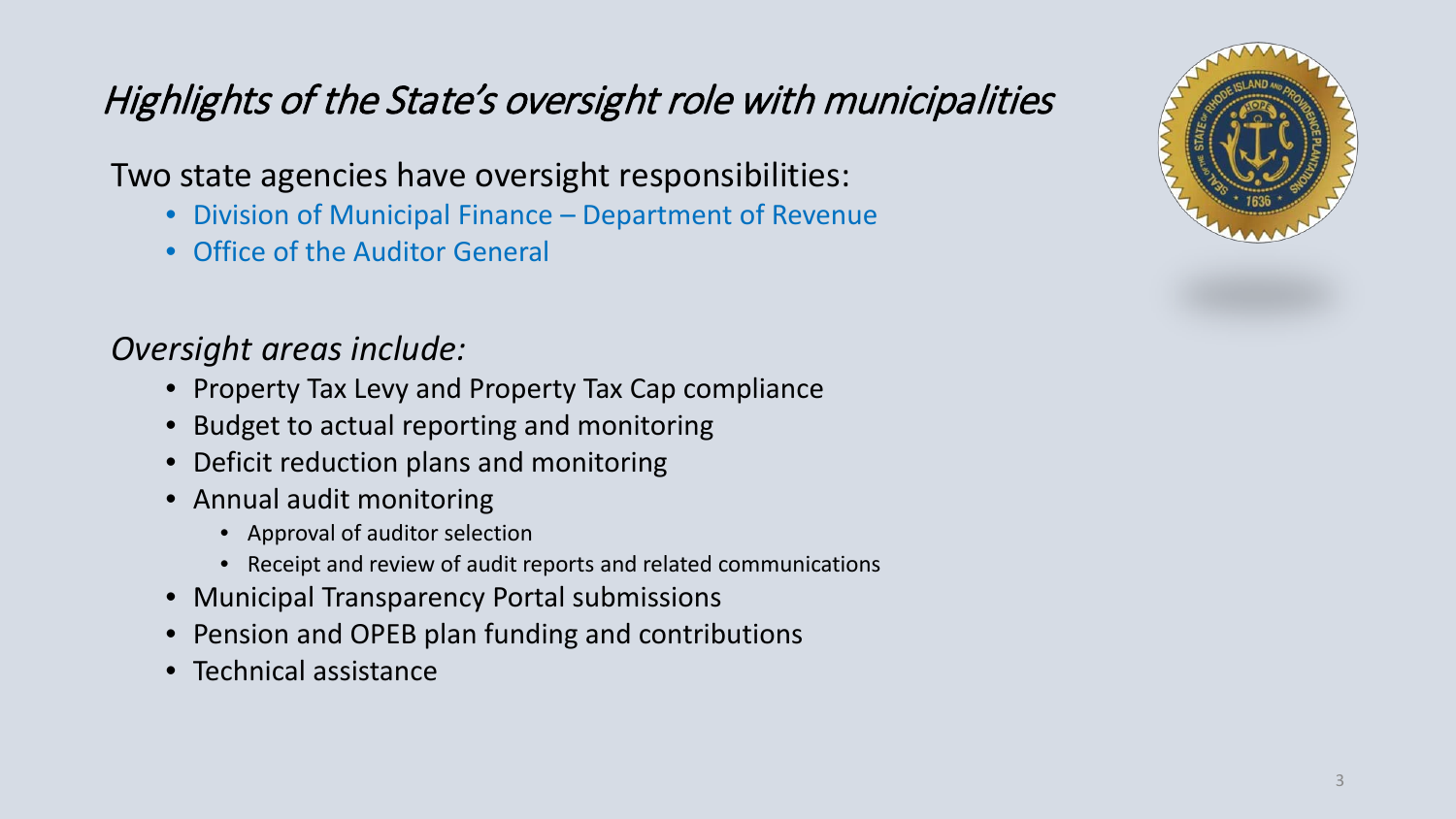# *Highlights of the State's oversight role with municipalities*

Two state agencies have oversight responsibilities:

- Division of Municipal Finance – Department of Revenue
- Office of the Auditor General

*Oversight areas include:*

- Property Tax Levy and Property Tax Cap compliance
- Budget to actual reporting and monitoring
- Deficit reduction plans and monitoring
- Annual audit monitoring
  - Approval of auditor selection
  - Receipt and review of audit reports and related communications
- Municipal Transparency Portal submissions
- Pension and OPEB plan funding and contributions
- Technical assistance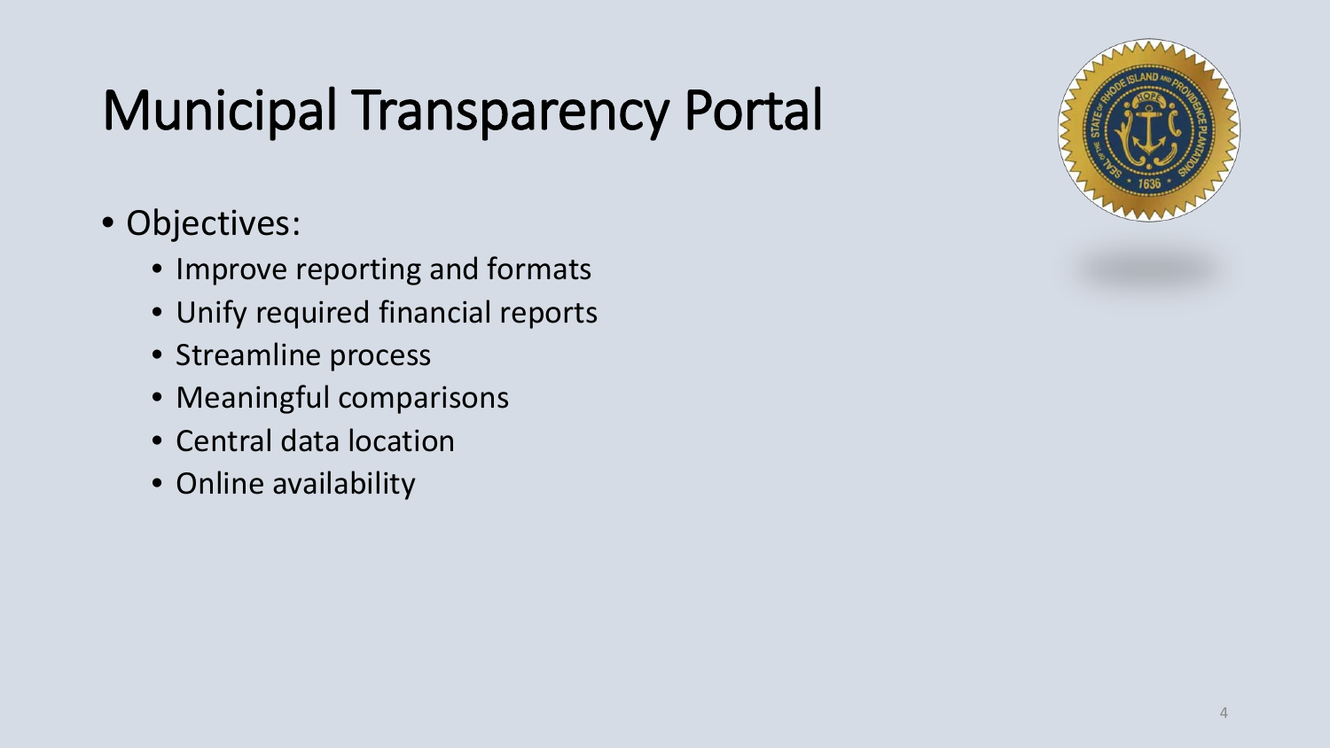# Municipal Transparency Portal

- Objectives:
  - Improve reporting and formats
  - Unify required financial reports
  - Streamline process
  - Meaningful comparisons
  - Central data location
  - Online availability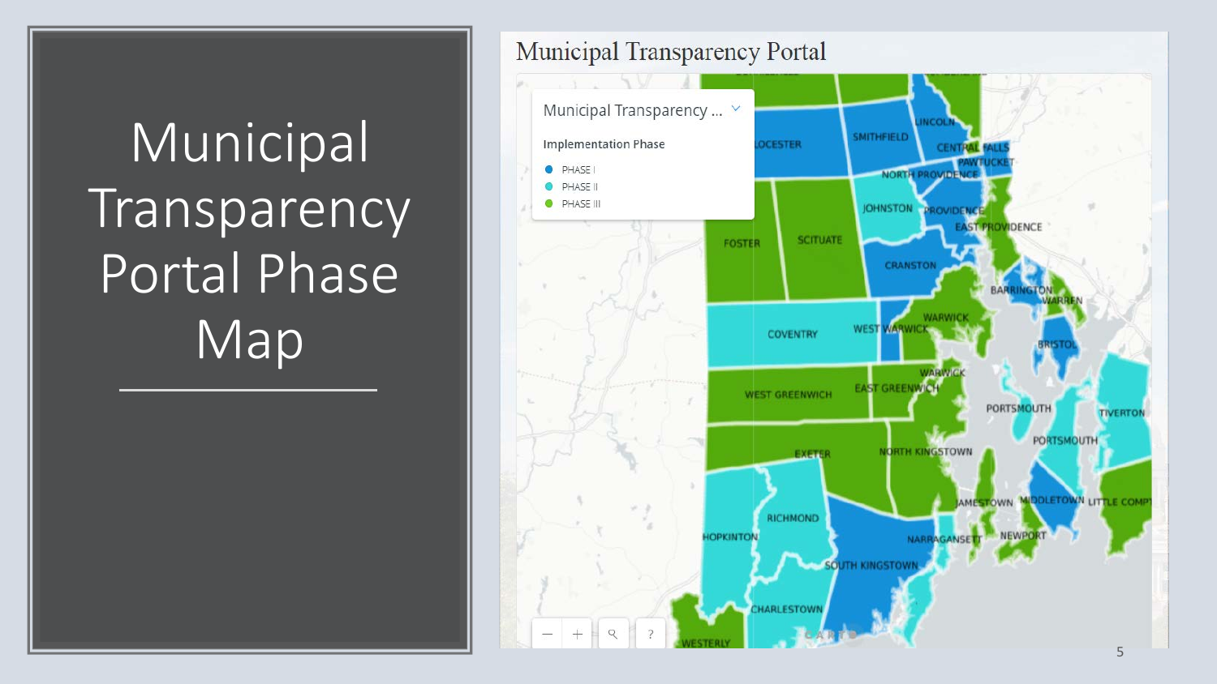# Municipal Transparency Portal Phase Map

## Municipal Transparency Portal

Municipal Transparency ...

Implementation Phase

- PHASE I
- PHASE II
- PHASE III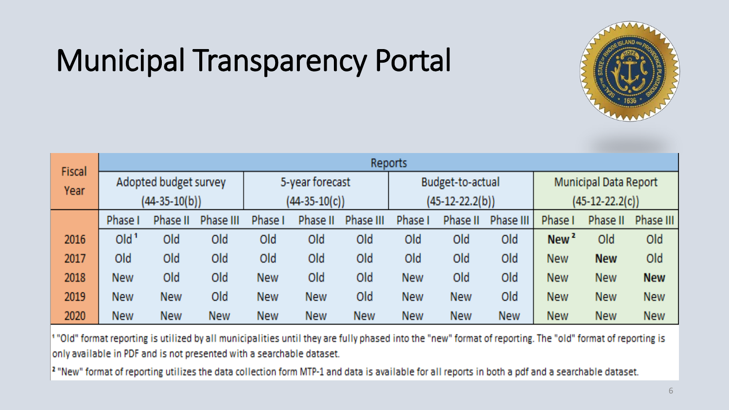# Municipal Transparency Portal

| Fiscal Year | Reports | | | | | | | | | | | |
|---|---|---|---|---|---|---|---|---|---|---|---|---|
| | Adopted budget survey (44-35-10(b)) | | | 5-year forecast (44-35-10(c)) | | | Budget-to-actual (45-12-22.2(b)) | | | Municipal Data Report (45-12-22.2(c)) | | |
| | Phase I | Phase II | Phase III | Phase I | Phase II | Phase III | Phase I | Phase II | Phase III | Phase I | Phase II | Phase III |
| 2016 | Old [1] | Old | Old | Old | Old | Old | Old | Old | Old | **New [2]** | Old | Old |
| 2017 | Old | Old | Old | Old | Old | Old | Old | Old | Old | New | **New** | Old |
| 2018 | New | Old | Old | New | Old | Old | New | Old | Old | New | New | **New** |
| 2019 | New | New | Old | New | New | Old | New | New | Old | New | New | New |
| 2020 | New | New | New | New | New | New | New | New | New | New | New | New |

[1] "Old" format reporting is utilized by all municipalities until they are fully phased into the "new" format of reporting. The "old" format of reporting is only available in PDF and is not presented with a searchable dataset.

[2] "New" format of reporting utilizes the data collection form MTP-1 and data is available for all reports in both a pdf and a searchable dataset.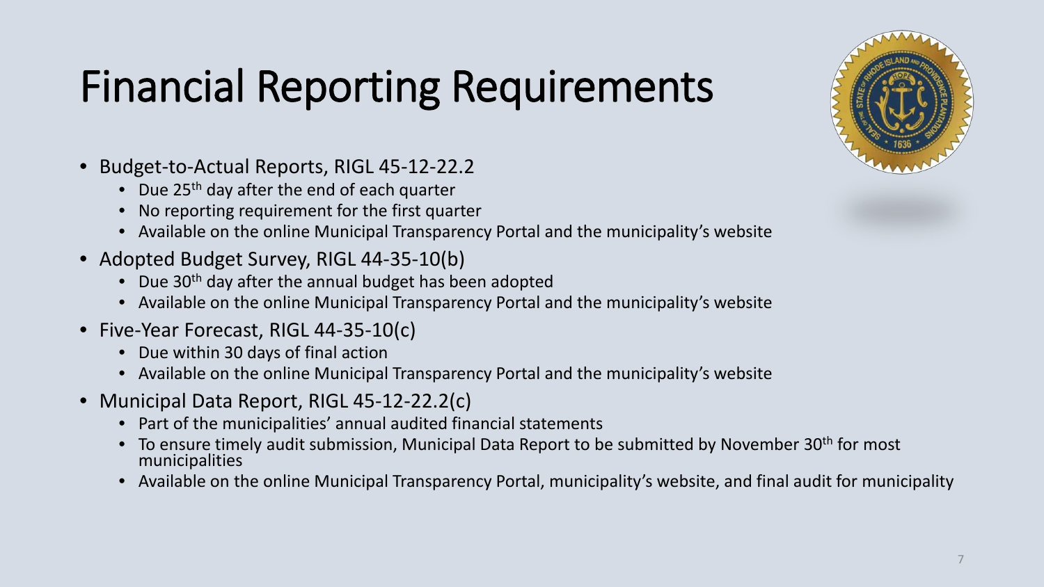# Financial Reporting Requirements

- Budget-to-Actual Reports, RIGL 45-12-22.2
  - Due 25th day after the end of each quarter
  - No reporting requirement for the first quarter
  - Available on the online Municipal Transparency Portal and the municipality's website
- Adopted Budget Survey, RIGL 44-35-10(b)
  - Due 30th day after the annual budget has been adopted
  - Available on the online Municipal Transparency Portal and the municipality's website
- Five-Year Forecast, RIGL 44-35-10(c)
  - Due within 30 days of final action
  - Available on the online Municipal Transparency Portal and the municipality's website
- Municipal Data Report, RIGL 45-12-22.2(c)
  - Part of the municipalities' annual audited financial statements
  - To ensure timely audit submission, Municipal Data Report to be submitted by November 30th for most municipalities
  - Available on the online Municipal Transparency Portal, municipality's website, and final audit for municipality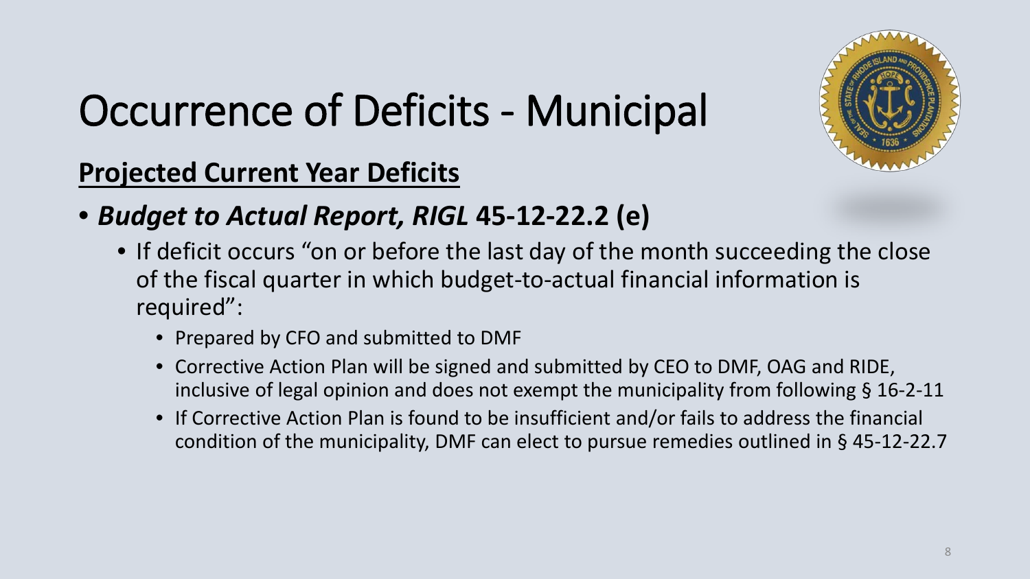# Occurrence of Deficits - Municipal

**Projected Current Year Deficits**

- ***Budget to Actual Report, RIGL* 45-12-22.2 (e)**
  - If deficit occurs "on or before the last day of the month succeeding the close of the fiscal quarter in which budget-to-actual financial information is required":
    - Prepared by CFO and submitted to DMF
    - Corrective Action Plan will be signed and submitted by CEO to DMF, OAG and RIDE, inclusive of legal opinion and does not exempt the municipality from following § 16-2-11
    - If Corrective Action Plan is found to be insufficient and/or fails to address the financial condition of the municipality, DMF can elect to pursue remedies outlined in § 45-12-22.7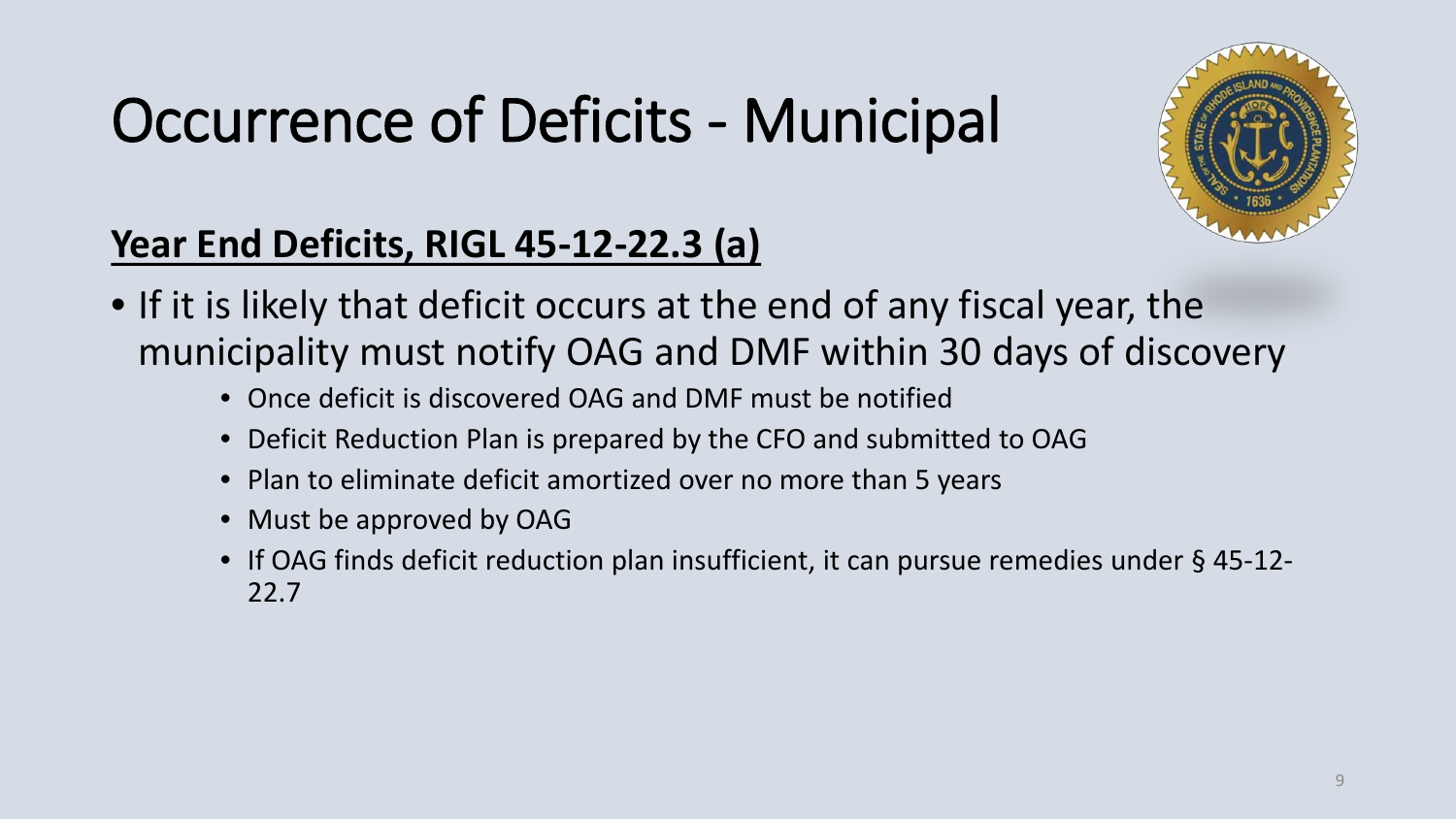# Occurrence of Deficits - Municipal

**Year End Deficits, RIGL 45-12-22.3 (a)**

- If it is likely that deficit occurs at the end of any fiscal year, the municipality must notify OAG and DMF within 30 days of discovery
  - Once deficit is discovered OAG and DMF must be notified
  - Deficit Reduction Plan is prepared by the CFO and submitted to OAG
  - Plan to eliminate deficit amortized over no more than 5 years
  - Must be approved by OAG
  - If OAG finds deficit reduction plan insufficient, it can pursue remedies under § 45-12-22.7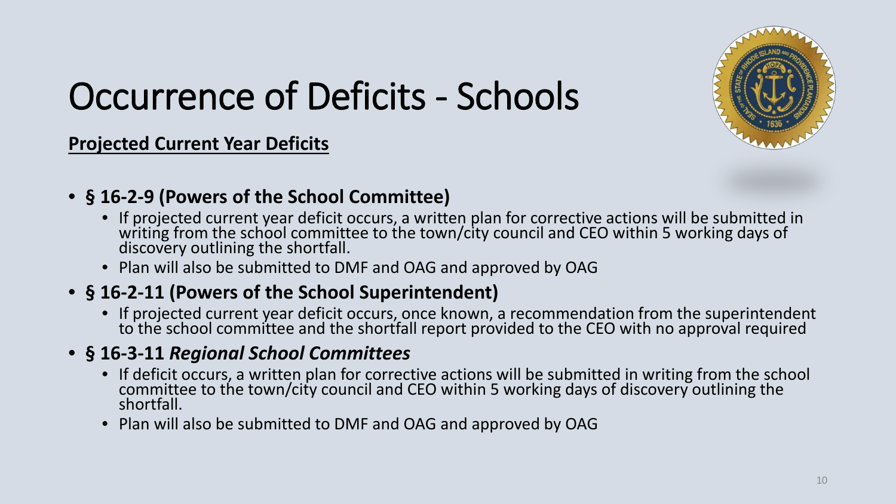# Occurrence of Deficits - Schools

**Projected Current Year Deficits**

- **§ 16-2-9 (Powers of the School Committee)**
  - If projected current year deficit occurs, a written plan for corrective actions will be submitted in writing from the school committee to the town/city council and CEO within 5 working days of discovery outlining the shortfall.
  - Plan will also be submitted to DMF and OAG and approved by OAG
- **§ 16-2-11 (Powers of the School Superintendent)**
  - If projected current year deficit occurs, once known, a recommendation from the superintendent to the school committee and the shortfall report provided to the CEO with no approval required
- **§ 16-3-11** ***Regional School Committees***
  - If deficit occurs, a written plan for corrective actions will be submitted in writing from the school committee to the town/city council and CEO within 5 working days of discovery outlining the shortfall.
  - Plan will also be submitted to DMF and OAG and approved by OAG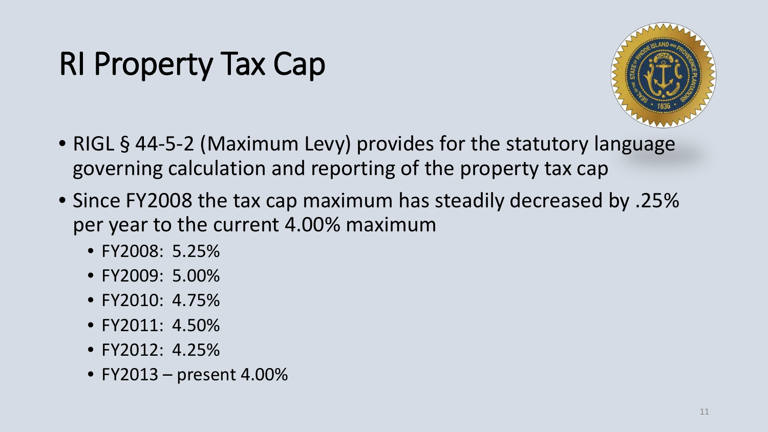# RI Property Tax Cap

- RIGL § 44-5-2 (Maximum Levy) provides for the statutory language governing calculation and reporting of the property tax cap
- Since FY2008 the tax cap maximum has steadily decreased by .25% per year to the current 4.00% maximum
  - FY2008: 5.25%
  - FY2009: 5.00%
  - FY2010: 4.75%
  - FY2011: 4.50%
  - FY2012: 4.25%
  - FY2013 – present 4.00%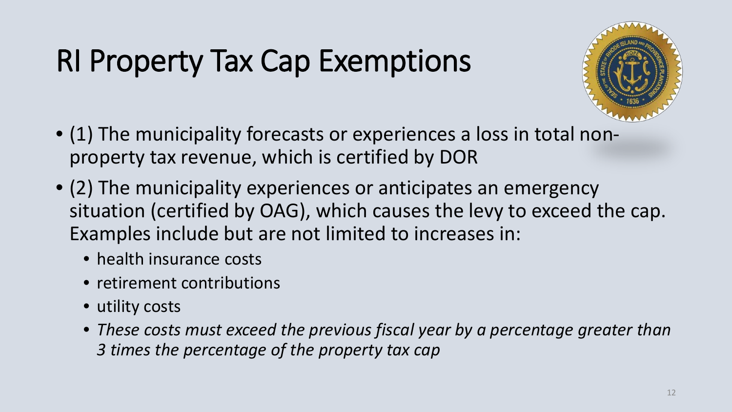# RI Property Tax Cap Exemptions

- (1) The municipality forecasts or experiences a loss in total non-property tax revenue, which is certified by DOR
- (2) The municipality experiences or anticipates an emergency situation (certified by OAG), which causes the levy to exceed the cap. Examples include but are not limited to increases in:
  - health insurance costs
  - retirement contributions
  - utility costs
  - *These costs must exceed the previous fiscal year by a percentage greater than 3 times the percentage of the property tax cap*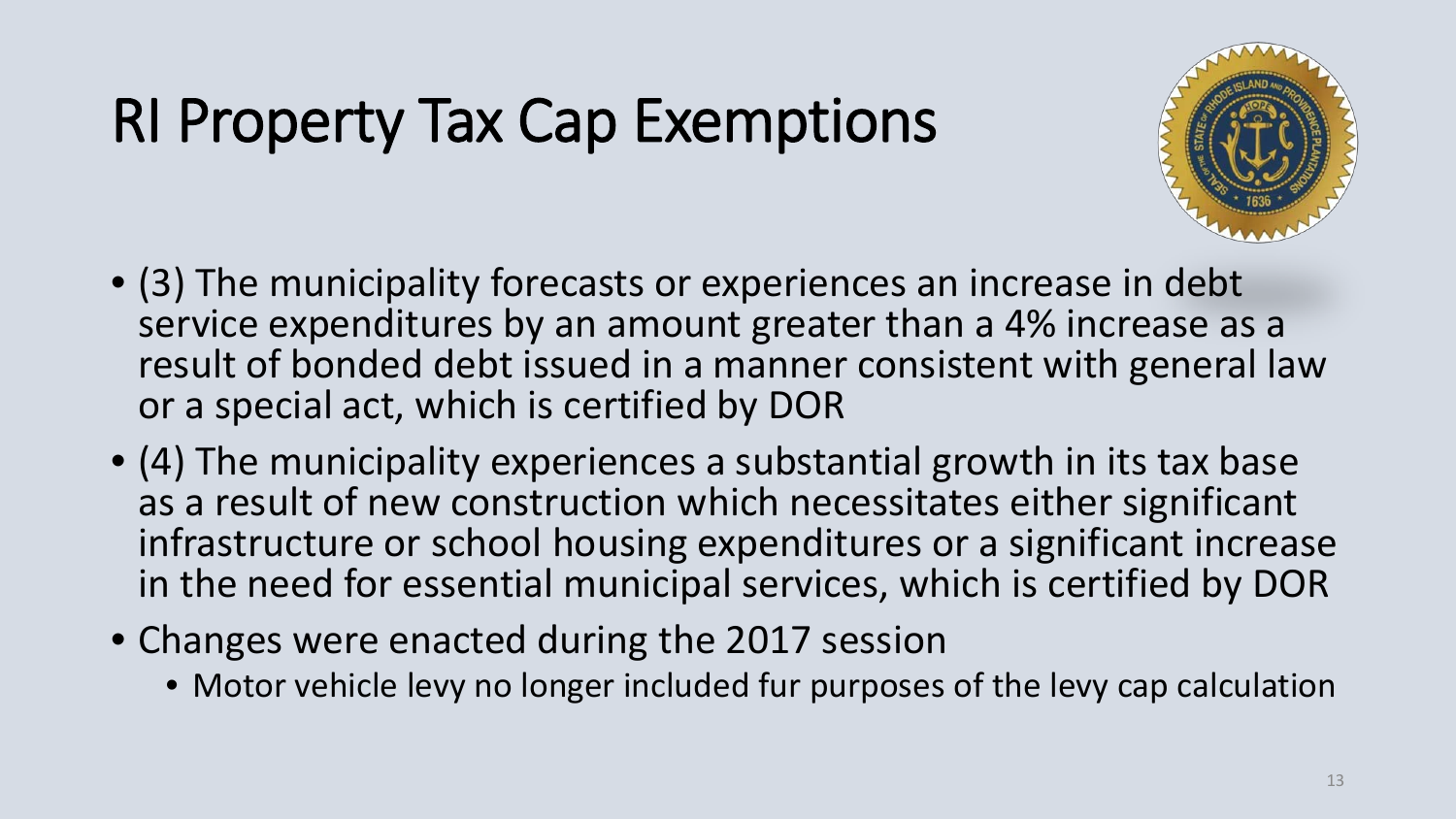# RI Property Tax Cap Exemptions

- (3) The municipality forecasts or experiences an increase in debt service expenditures by an amount greater than a 4% increase as a result of bonded debt issued in a manner consistent with general law or a special act, which is certified by DOR
- (4) The municipality experiences a substantial growth in its tax base as a result of new construction which necessitates either significant infrastructure or school housing expenditures or a significant increase in the need for essential municipal services, which is certified by DOR
- Changes were enacted during the 2017 session
  - Motor vehicle levy no longer included fur purposes of the levy cap calculation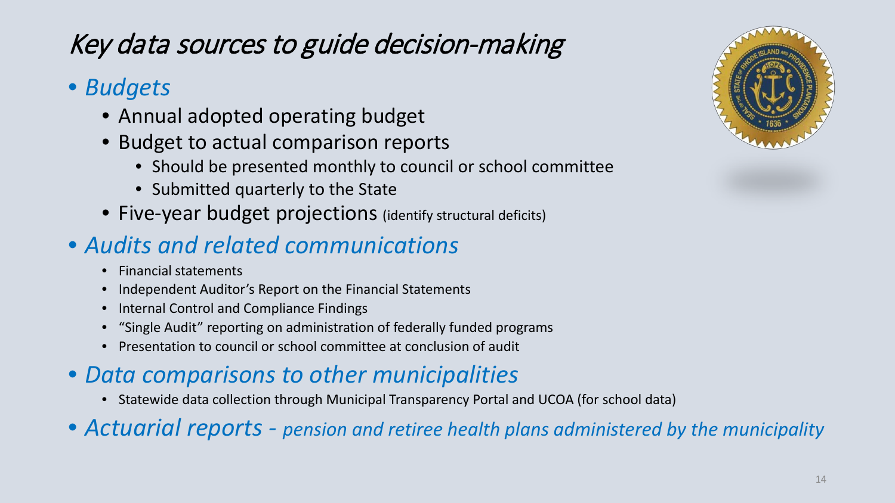# *Key data sources to guide decision-making*

- *Budgets*
  - Annual adopted operating budget
  - Budget to actual comparison reports
    - Should be presented monthly to council or school committee
    - Submitted quarterly to the State
  - Five-year budget projections (identify structural deficits)
- *Audits and related communications*
  - Financial statements
  - Independent Auditor's Report on the Financial Statements
  - Internal Control and Compliance Findings
  - "Single Audit" reporting on administration of federally funded programs
  - Presentation to council or school committee at conclusion of audit
- *Data comparisons to other municipalities*
  - Statewide data collection through Municipal Transparency Portal and UCOA (for school data)
- *Actuarial reports - pension and retiree health plans administered by the municipality*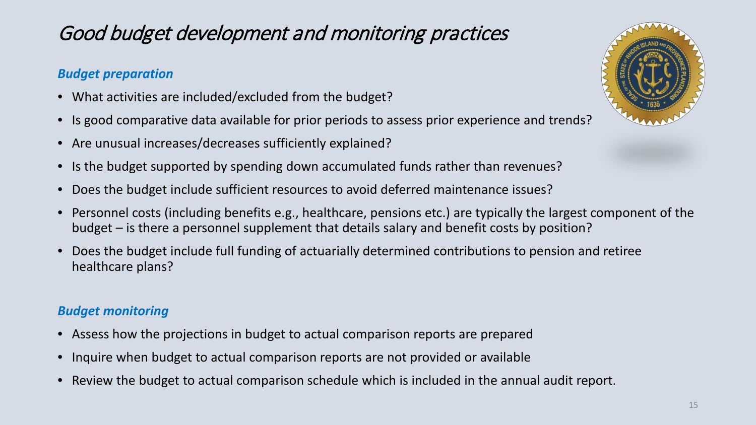# *Good budget development and monitoring practices*

### ***Budget preparation***

- What activities are included/excluded from the budget?
- Is good comparative data available for prior periods to assess prior experience and trends?
- Are unusual increases/decreases sufficiently explained?
- Is the budget supported by spending down accumulated funds rather than revenues?
- Does the budget include sufficient resources to avoid deferred maintenance issues?
- Personnel costs (including benefits e.g., healthcare, pensions etc.) are typically the largest component of the budget – is there a personnel supplement that details salary and benefit costs by position?
- Does the budget include full funding of actuarially determined contributions to pension and retiree healthcare plans?

### ***Budget monitoring***

- Assess how the projections in budget to actual comparison reports are prepared
- Inquire when budget to actual comparison reports are not provided or available
- Review the budget to actual comparison schedule which is included in the annual audit report.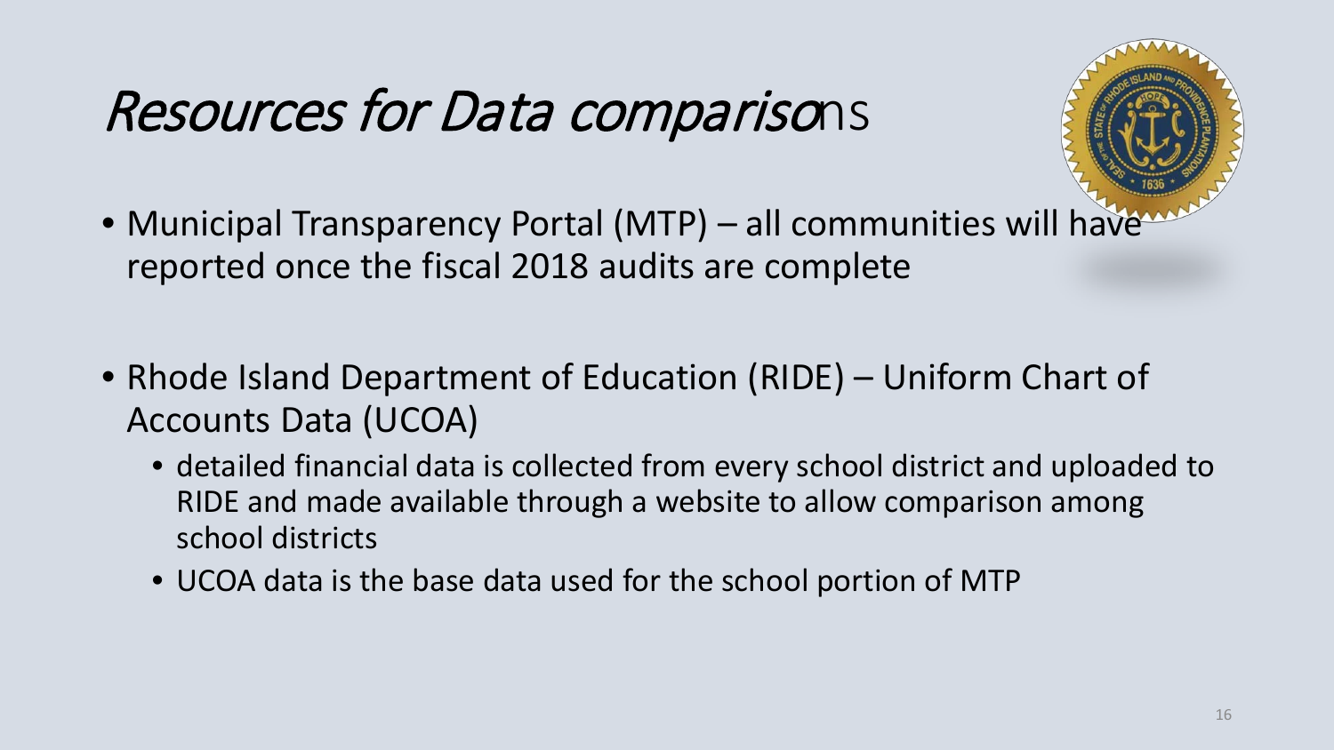# *Resources for Data comparisons*

- Municipal Transparency Portal (MTP) – all communities will have reported once the fiscal 2018 audits are complete

- Rhode Island Department of Education (RIDE) – Uniform Chart of Accounts Data (UCOA)
  - detailed financial data is collected from every school district and uploaded to RIDE and made available through a website to allow comparison among school districts
  - UCOA data is the base data used for the school portion of MTP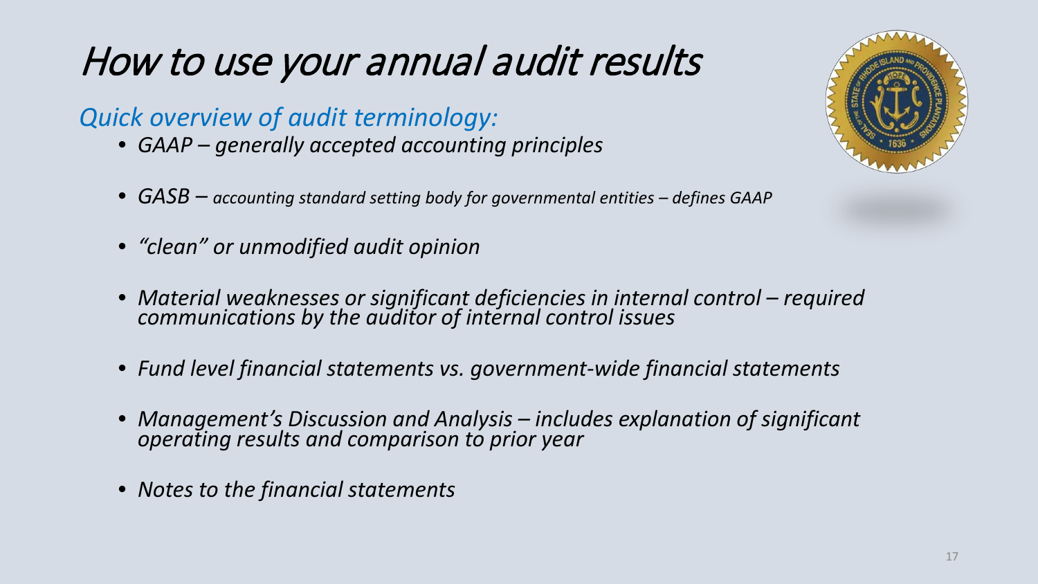# *How to use your annual audit results*

*Quick overview of audit terminology:*

- *GAAP – generally accepted accounting principles*
- *GASB – accounting standard setting body for governmental entities – defines GAAP*
- *"clean" or unmodified audit opinion*
- *Material weaknesses or significant deficiencies in internal control – required communications by the auditor of internal control issues*
- *Fund level financial statements vs. government-wide financial statements*
- *Management's Discussion and Analysis – includes explanation of significant operating results and comparison to prior year*
- *Notes to the financial statements*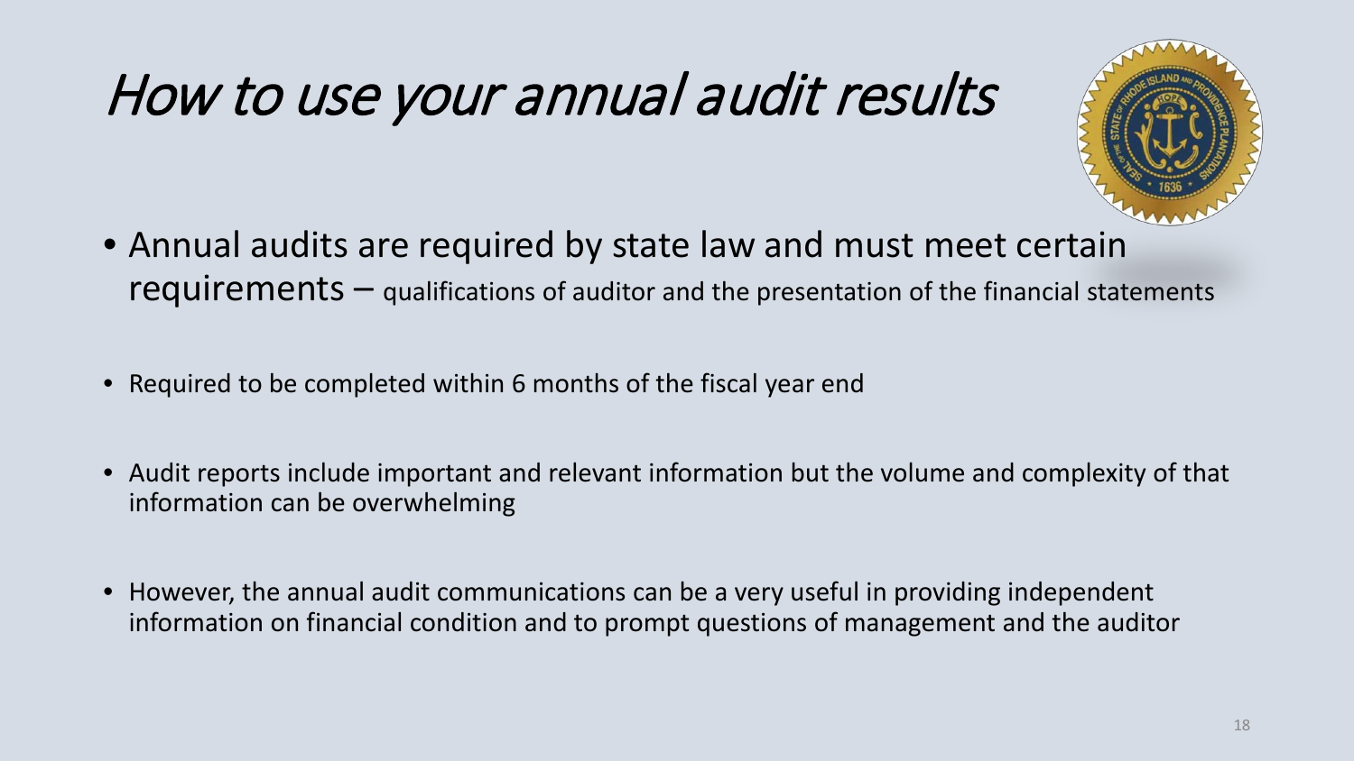# How to use your annual audit results

- Annual audits are required by state law and must meet certain requirements – qualifications of auditor and the presentation of the financial statements

- Required to be completed within 6 months of the fiscal year end

- Audit reports include important and relevant information but the volume and complexity of that information can be overwhelming

- However, the annual audit communications can be a very useful in providing independent information on financial condition and to prompt questions of management and the auditor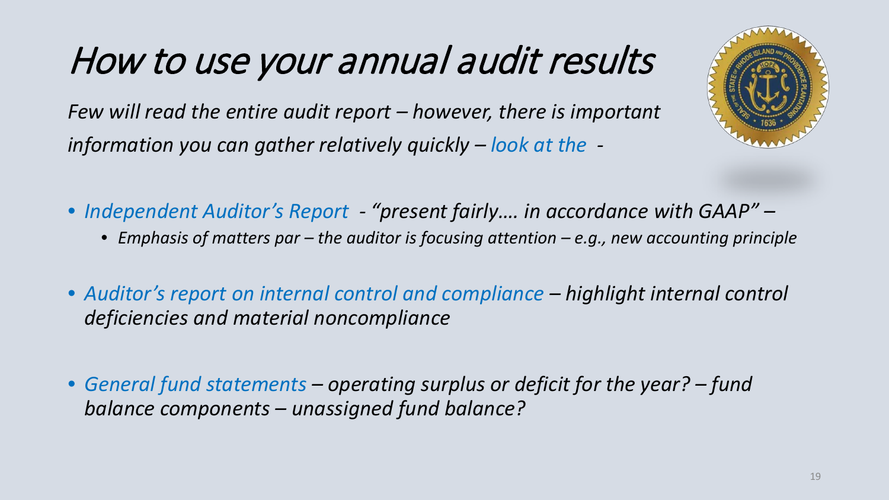# *How to use your annual audit results*

*Few will read the entire audit report – however, there is important information you can gather relatively quickly – look at the -*

- *Independent Auditor's Report - "present fairly…. in accordance with GAAP" –*
  - *Emphasis of matters par – the auditor is focusing attention – e.g., new accounting principle*
- *Auditor's report on internal control and compliance – highlight internal control deficiencies and material noncompliance*
- *General fund statements – operating surplus or deficit for the year? – fund balance components – unassigned fund balance?*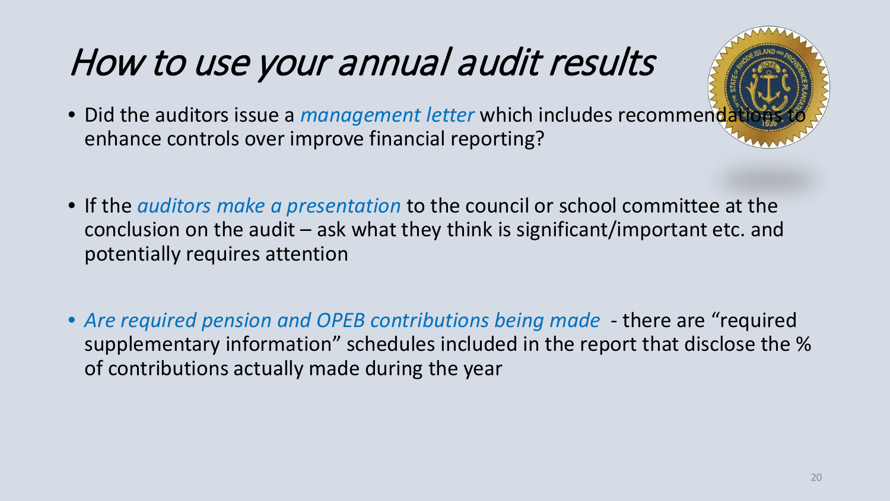# How to use your annual audit results

- Did the auditors issue a *management letter* which includes recommendations to enhance controls over improve financial reporting?

- If the *auditors make a presentation* to the council or school committee at the conclusion on the audit – ask what they think is significant/important etc. and potentially requires attention

- *Are required pension and OPEB contributions being made* - there are "required supplementary information" schedules included in the report that disclose the % of contributions actually made during the year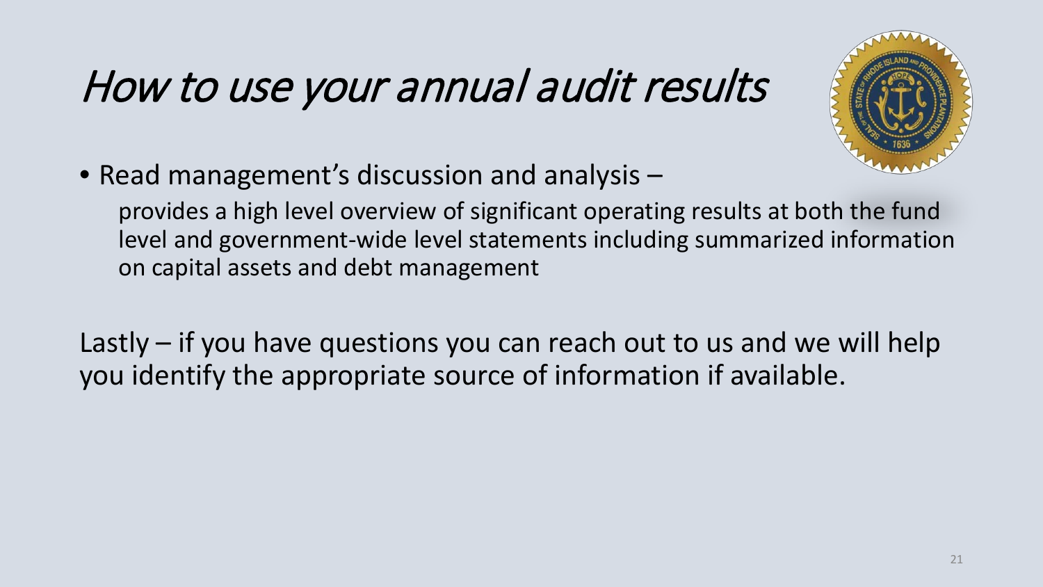# *How to use your annual audit results*

- Read management's discussion and analysis –

  provides a high level overview of significant operating results at both the fund level and government-wide level statements including summarized information on capital assets and debt management

Lastly – if you have questions you can reach out to us and we will help you identify the appropriate source of information if available.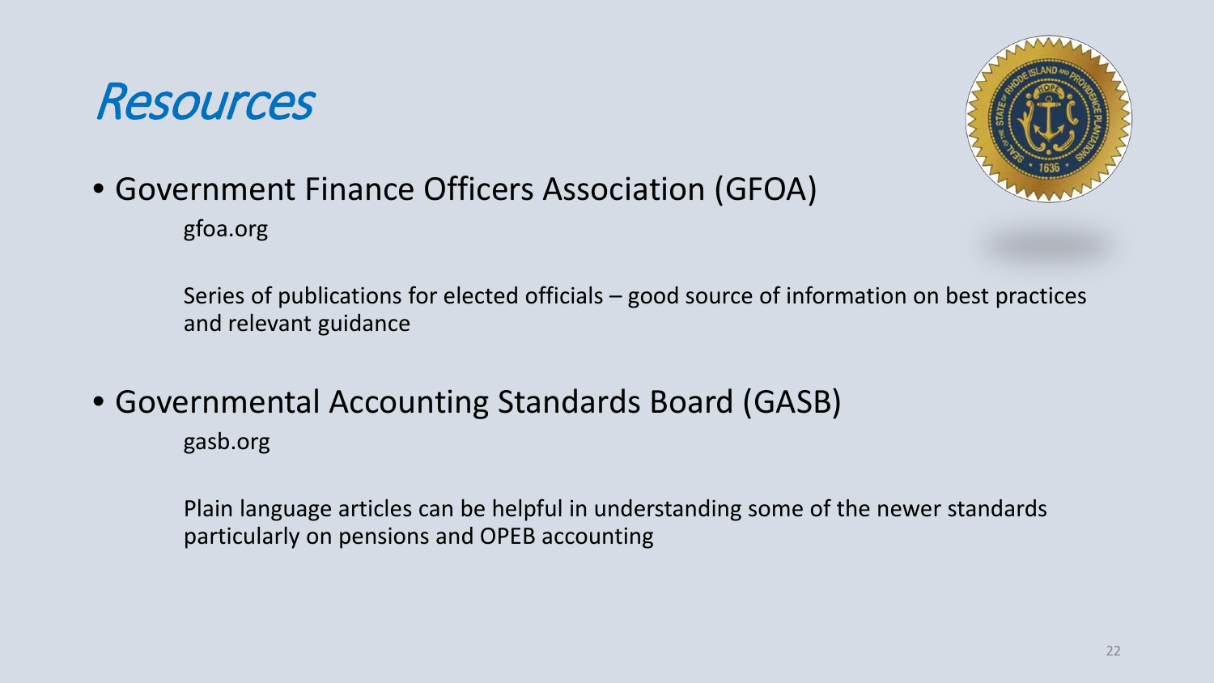# Resources

- Government Finance Officers Association (GFOA)

  gfoa.org

  Series of publications for elected officials – good source of information on best practices and relevant guidance

- Governmental Accounting Standards Board (GASB)

  gasb.org

  Plain language articles can be helpful in understanding some of the newer standards particularly on pensions and OPEB accounting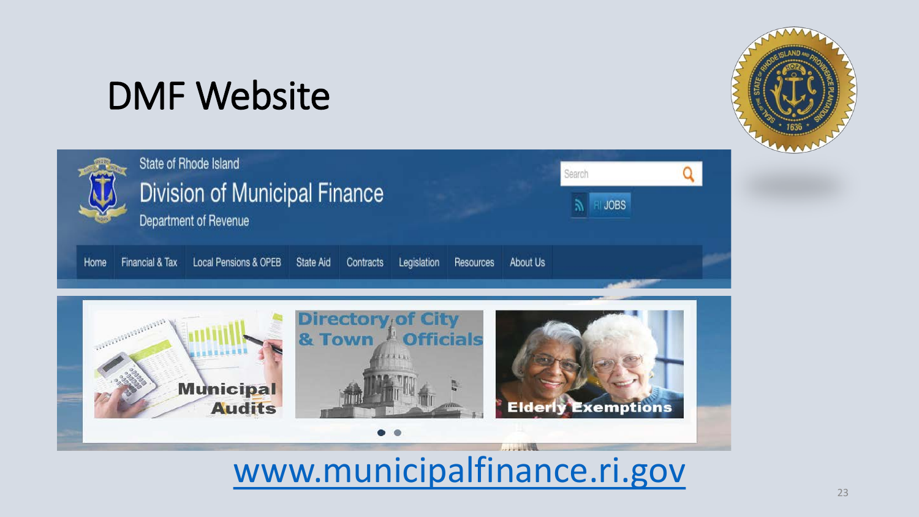# DMF Website

State of Rhode Island

Division of Municipal Finance

Department of Revenue

Home | Financial & Tax | Local Pensions & OPEB | State Aid | Contracts | Legislation | Resources | About Us

Municipal Audits

Directory of City & Town Officials

Elderly Exemptions

www.municipalfinance.ri.gov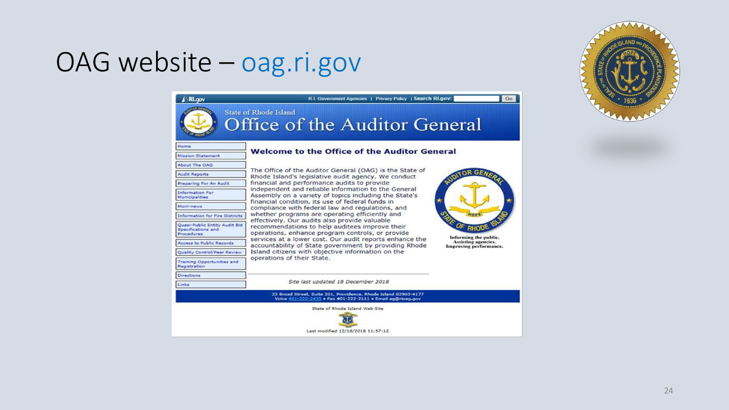# OAG website – oag.ri.gov

RI.gov | R.I. Government Agencies | Privacy Policy | Search RI.gov: Go

State of Rhode Island

## Office of the Auditor General

- Home
- Mission Statement
- About The OAG
- Audit Reports
- Preparing For An Audit
- Information For Municipalities
- Muni-news
- Information for Fire Districts
- Quasi-Public Entity Audit Bid Specifications and Procedures
- Access to Public Records
- Quality Control/Peer Review
- Training Opportunities and Registration
- Directions
- Links

### Welcome to the Office of the Auditor General

The Office of the Auditor General (OAG) is the State of Rhode Island's legislative audit agency. We conduct financial and performance audits to provide independent and reliable information to the General Assembly on a variety of topics including the State's financial condition, its use of federal funds in compliance with federal law and regulations, and whether programs are operating efficiently and effectively. Our audits also provide valuable recommendations to help auditees improve their operations, enhance program controls, or provide services at a lower cost. Our audit reports enhance the accountability of State government by providing Rhode Island citizens with objective information on the operations of their State.

Informing the public. Assisting agencies. Improving performance.

*Site last updated 18 December 2018*

33 Broad Street, Suite 201, Providence, Rhode Island 02903-4177
Voice 401-222-2435 • Fax 401-222-2111 • Email ag@rioag.gov

State of Rhode Island Web Site

Last modified 12/18/2018 11:57:12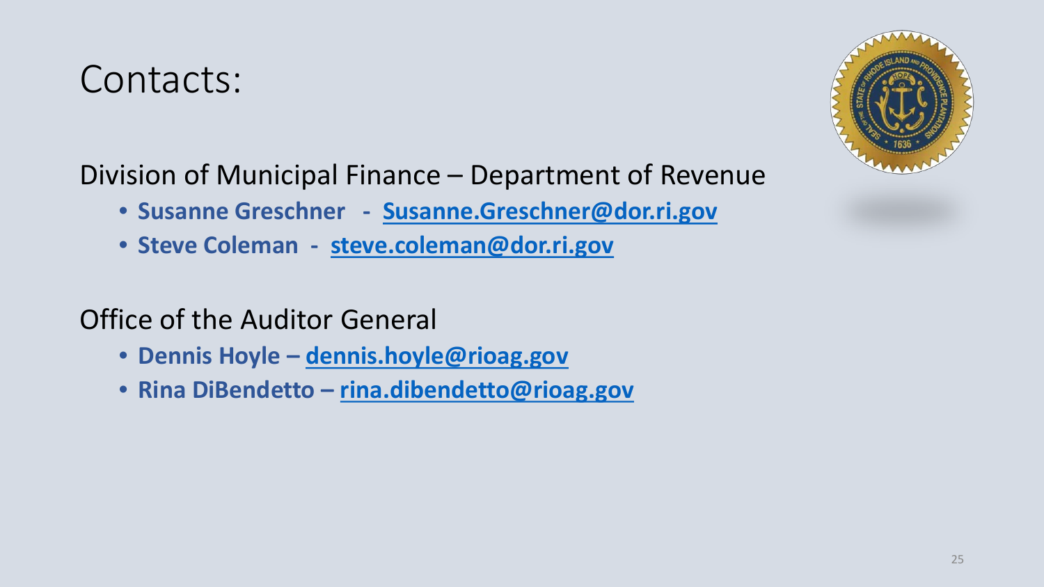# Contacts:

Division of Municipal Finance – Department of Revenue

- **Susanne Greschner - Susanne.Greschner@dor.ri.gov**
- **Steve Coleman - steve.coleman@dor.ri.gov**

Office of the Auditor General

- **Dennis Hoyle – dennis.hoyle@rioag.gov**
- **Rina DiBendetto – rina.dibendetto@rioag.gov**